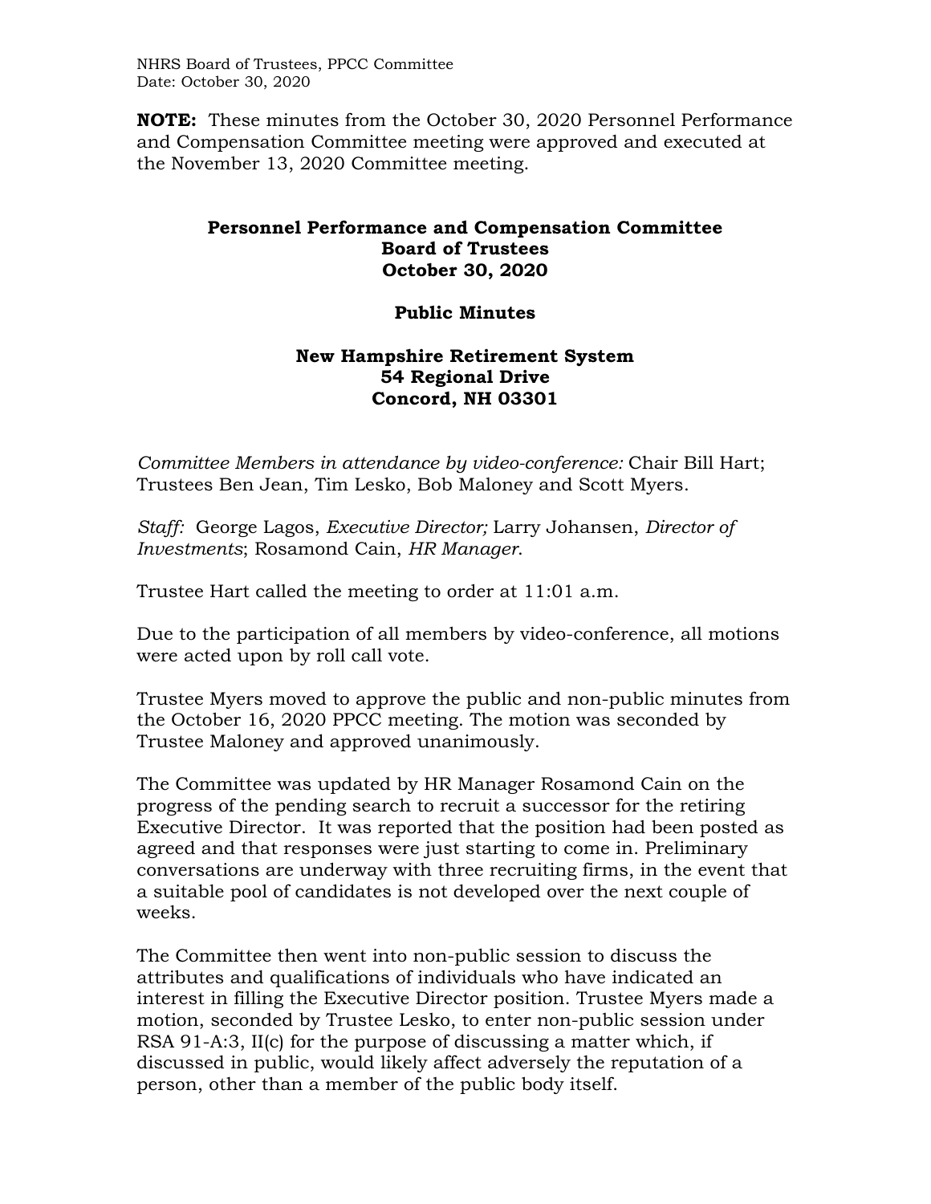**NOTE:** These minutes from the October 30, 2020 Personnel Performance and Compensation Committee meeting were approved and executed at the November 13, 2020 Committee meeting.

# Personnel Performance and Compensation Committee
## Board of Trustees
## October 30, 2020

## Public Minutes

## New Hampshire Retirement System
## 54 Regional Drive
## Concord, NH 03301

*Committee Members in attendance by video-conference:* Chair Bill Hart; Trustees Ben Jean, Tim Lesko, Bob Maloney and Scott Myers.

*Staff:* George Lagos, *Executive Director;* Larry Johansen, *Director of Investments*; Rosamond Cain, *HR Manager*.

Trustee Hart called the meeting to order at 11:01 a.m.

Due to the participation of all members by video-conference, all motions were acted upon by roll call vote.

Trustee Myers moved to approve the public and non-public minutes from the October 16, 2020 PPCC meeting. The motion was seconded by Trustee Maloney and approved unanimously.

The Committee was updated by HR Manager Rosamond Cain on the progress of the pending search to recruit a successor for the retiring Executive Director. It was reported that the position had been posted as agreed and that responses were just starting to come in. Preliminary conversations are underway with three recruiting firms, in the event that a suitable pool of candidates is not developed over the next couple of weeks.

The Committee then went into non-public session to discuss the attributes and qualifications of individuals who have indicated an interest in filling the Executive Director position. Trustee Myers made a motion, seconded by Trustee Lesko, to enter non-public session under RSA 91-A:3, II(c) for the purpose of discussing a matter which, if discussed in public, would likely affect adversely the reputation of a person, other than a member of the public body itself.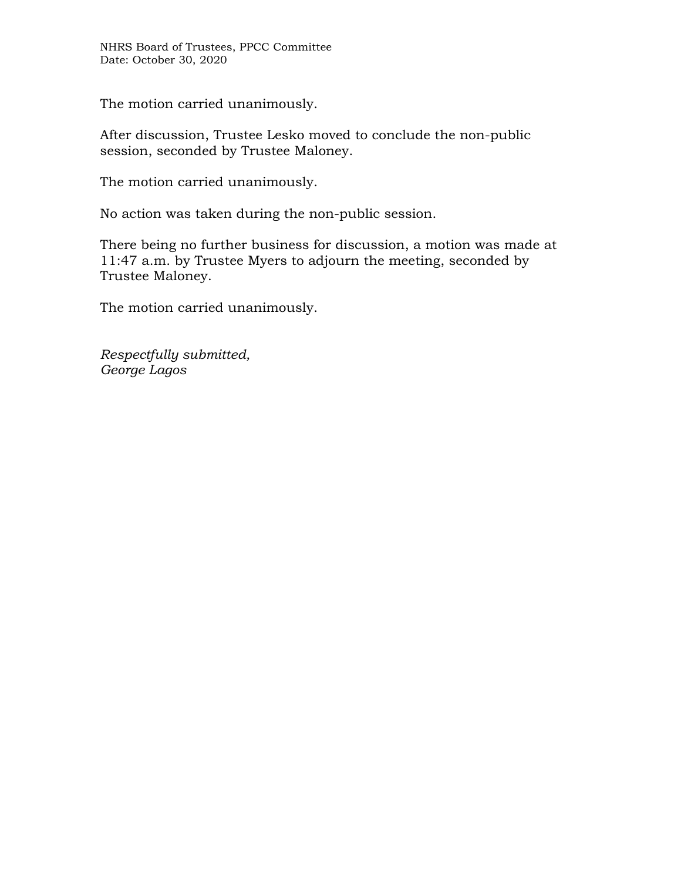The motion carried unanimously.

After discussion, Trustee Lesko moved to conclude the non-public session, seconded by Trustee Maloney.

The motion carried unanimously.

No action was taken during the non-public session.

There being no further business for discussion, a motion was made at 11:47 a.m. by Trustee Myers to adjourn the meeting, seconded by Trustee Maloney.

The motion carried unanimously.

*Respectfully submitted,*
*George Lagos*